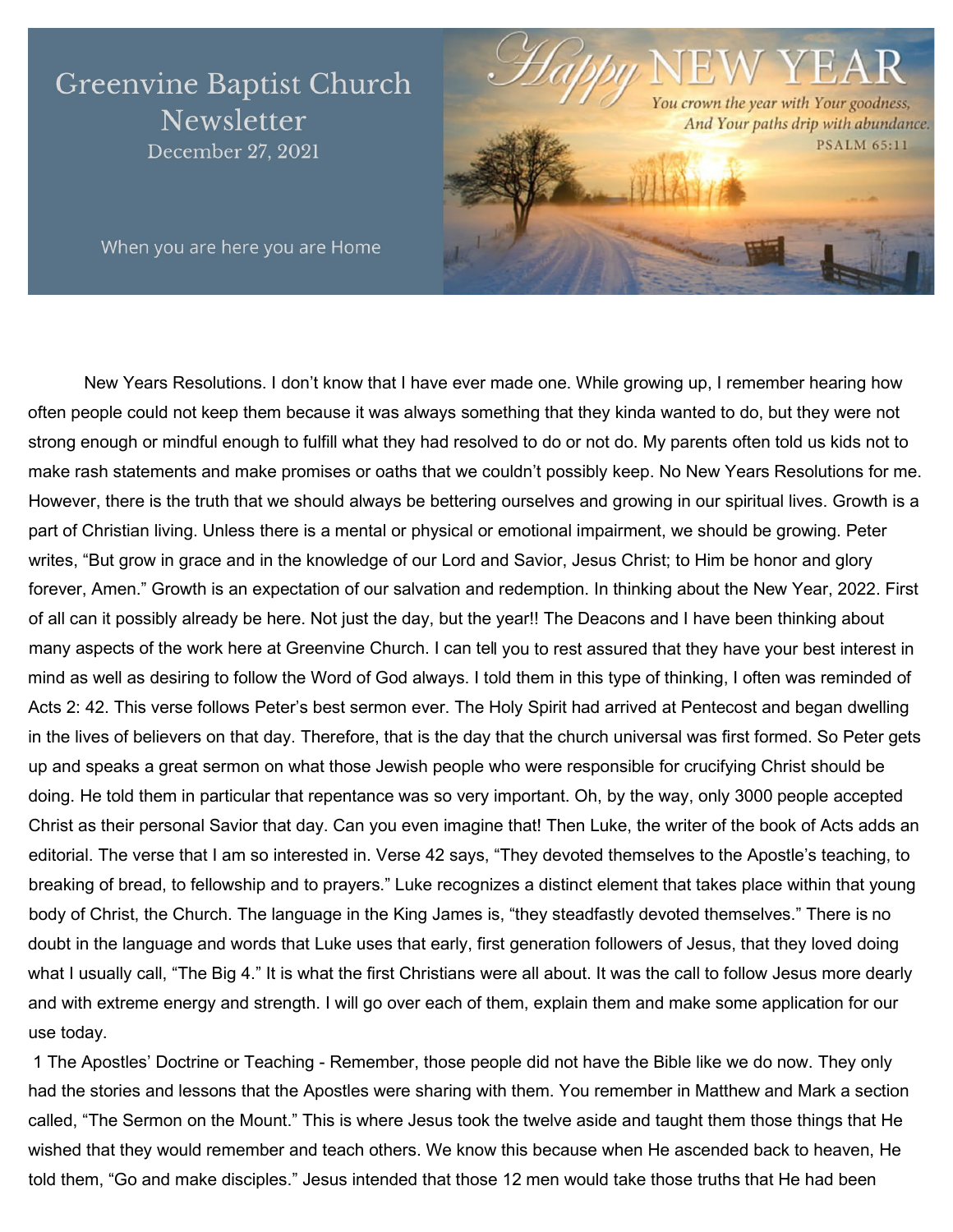# Greenvine Baptist Church Newsletter

December 27, 2021

When you are here you are Home

Happy NEW YEAR

*You crown the year with Your goodness,*
*And Your paths drip with abundance.*
PSALM 65:11

New Years Resolutions. I don't know that I have ever made one. While growing up, I remember hearing how often people could not keep them because it was always something that they kinda wanted to do, but they were not strong enough or mindful enough to fulfill what they had resolved to do or not do. My parents often told us kids not to make rash statements and make promises or oaths that we couldn't possibly keep. No New Years Resolutions for me. However, there is the truth that we should always be bettering ourselves and growing in our spiritual lives. Growth is a part of Christian living. Unless there is a mental or physical or emotional impairment, we should be growing. Peter writes, "But grow in grace and in the knowledge of our Lord and Savior, Jesus Christ; to Him be honor and glory forever, Amen." Growth is an expectation of our salvation and redemption. In thinking about the New Year, 2022. First of all can it possibly already be here. Not just the day, but the year!! The Deacons and I have been thinking about many aspects of the work here at Greenvine Church. I can tell you to rest assured that they have your best interest in mind as well as desiring to follow the Word of God always. I told them in this type of thinking, I often was reminded of Acts 2: 42. This verse follows Peter's best sermon ever. The Holy Spirit had arrived at Pentecost and began dwelling in the lives of believers on that day. Therefore, that is the day that the church universal was first formed. So Peter gets up and speaks a great sermon on what those Jewish people who were responsible for crucifying Christ should be doing. He told them in particular that repentance was so very important. Oh, by the way, only 3000 people accepted Christ as their personal Savior that day. Can you even imagine that! Then Luke, the writer of the book of Acts adds an editorial. The verse that I am so interested in. Verse 42 says, "They devoted themselves to the Apostle's teaching, to breaking of bread, to fellowship and to prayers." Luke recognizes a distinct element that takes place within that young body of Christ, the Church. The language in the King James is, "they steadfastly devoted themselves." There is no doubt in the language and words that Luke uses that early, first generation followers of Jesus, that they loved doing what I usually call, "The Big 4." It is what the first Christians were all about. It was the call to follow Jesus more dearly and with extreme energy and strength. I will go over each of them, explain them and make some application for our use today.

1 The Apostles' Doctrine or Teaching - Remember, those people did not have the Bible like we do now. They only had the stories and lessons that the Apostles were sharing with them. You remember in Matthew and Mark a section called, "The Sermon on the Mount." This is where Jesus took the twelve aside and taught them those things that He wished that they would remember and teach others. We know this because when He ascended back to heaven, He told them, "Go and make disciples." Jesus intended that those 12 men would take those truths that He had been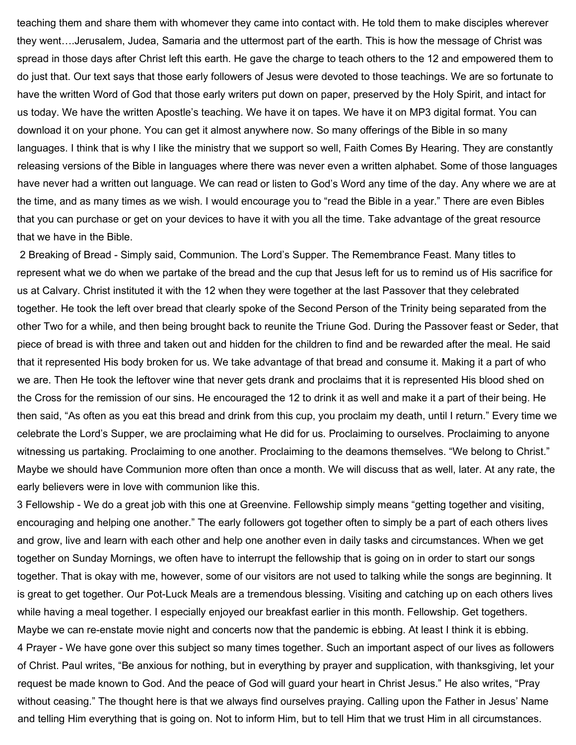teaching them and share them with whomever they came into contact with. He told them to make disciples wherever they went….Jerusalem, Judea, Samaria and the uttermost part of the earth. This is how the message of Christ was spread in those days after Christ left this earth. He gave the charge to teach others to the 12 and empowered them to do just that. Our text says that those early followers of Jesus were devoted to those teachings. We are so fortunate to have the written Word of God that those early writers put down on paper, preserved by the Holy Spirit, and intact for us today. We have the written Apostle's teaching. We have it on tapes. We have it on MP3 digital format. You can download it on your phone. You can get it almost anywhere now. So many offerings of the Bible in so many languages. I think that is why I like the ministry that we support so well, Faith Comes By Hearing. They are constantly releasing versions of the Bible in languages where there was never even a written alphabet. Some of those languages have never had a written out language. We can read or listen to God's Word any time of the day. Any where we are at the time, and as many times as we wish. I would encourage you to "read the Bible in a year." There are even Bibles that you can purchase or get on your devices to have it with you all the time. Take advantage of the great resource that we have in the Bible.

2 Breaking of Bread - Simply said, Communion. The Lord's Supper. The Remembrance Feast. Many titles to represent what we do when we partake of the bread and the cup that Jesus left for us to remind us of His sacrifice for us at Calvary. Christ instituted it with the 12 when they were together at the last Passover that they celebrated together. He took the left over bread that clearly spoke of the Second Person of the Trinity being separated from the other Two for a while, and then being brought back to reunite the Triune God. During the Passover feast or Seder, that piece of bread is with three and taken out and hidden for the children to find and be rewarded after the meal. He said that it represented His body broken for us. We take advantage of that bread and consume it. Making it a part of who we are. Then He took the leftover wine that never gets drank and proclaims that it is represented His blood shed on the Cross for the remission of our sins. He encouraged the 12 to drink it as well and make it a part of their being. He then said, "As often as you eat this bread and drink from this cup, you proclaim my death, until I return." Every time we celebrate the Lord's Supper, we are proclaiming what He did for us. Proclaiming to ourselves. Proclaiming to anyone witnessing us partaking. Proclaiming to one another. Proclaiming to the deamons themselves. "We belong to Christ." Maybe we should have Communion more often than once a month. We will discuss that as well, later. At any rate, the early believers were in love with communion like this.

3 Fellowship - We do a great job with this one at Greenvine. Fellowship simply means "getting together and visiting, encouraging and helping one another." The early followers got together often to simply be a part of each others lives and grow, live and learn with each other and help one another even in daily tasks and circumstances. When we get together on Sunday Mornings, we often have to interrupt the fellowship that is going on in order to start our songs together. That is okay with me, however, some of our visitors are not used to talking while the songs are beginning. It is great to get together. Our Pot-Luck Meals are a tremendous blessing. Visiting and catching up on each others lives while having a meal together. I especially enjoyed our breakfast earlier in this month. Fellowship. Get togethers. Maybe we can re-enstate movie night and concerts now that the pandemic is ebbing. At least I think it is ebbing.

4 Prayer - We have gone over this subject so many times together. Such an important aspect of our lives as followers of Christ. Paul writes, "Be anxious for nothing, but in everything by prayer and supplication, with thanksgiving, let your request be made known to God. And the peace of God will guard your heart in Christ Jesus." He also writes, "Pray without ceasing." The thought here is that we always find ourselves praying. Calling upon the Father in Jesus' Name and telling Him everything that is going on. Not to inform Him, but to tell Him that we trust Him in all circumstances.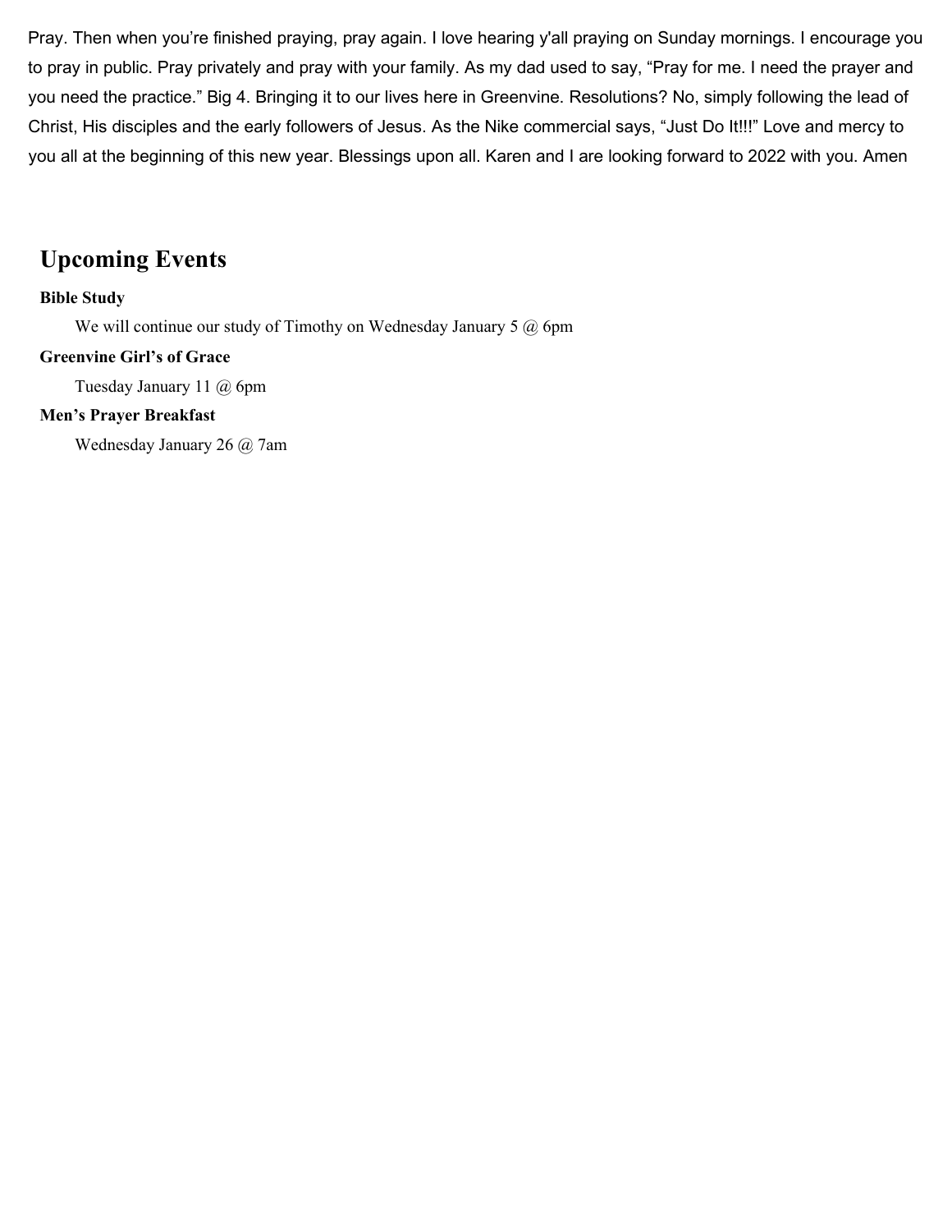Pray. Then when you're finished praying, pray again. I love hearing y'all praying on Sunday mornings. I encourage you to pray in public. Pray privately and pray with your family. As my dad used to say, "Pray for me. I need the prayer and you need the practice." Big 4. Bringing it to our lives here in Greenvine. Resolutions? No, simply following the lead of Christ, His disciples and the early followers of Jesus. As the Nike commercial says, "Just Do It!!!" Love and mercy to you all at the beginning of this new year. Blessings upon all. Karen and I are looking forward to 2022 with you. Amen

## Upcoming Events

**Bible Study**

We will continue our study of Timothy on Wednesday January 5 @ 6pm

**Greenvine Girl's of Grace**

Tuesday January 11 @ 6pm

**Men's Prayer Breakfast**

Wednesday January 26 @ 7am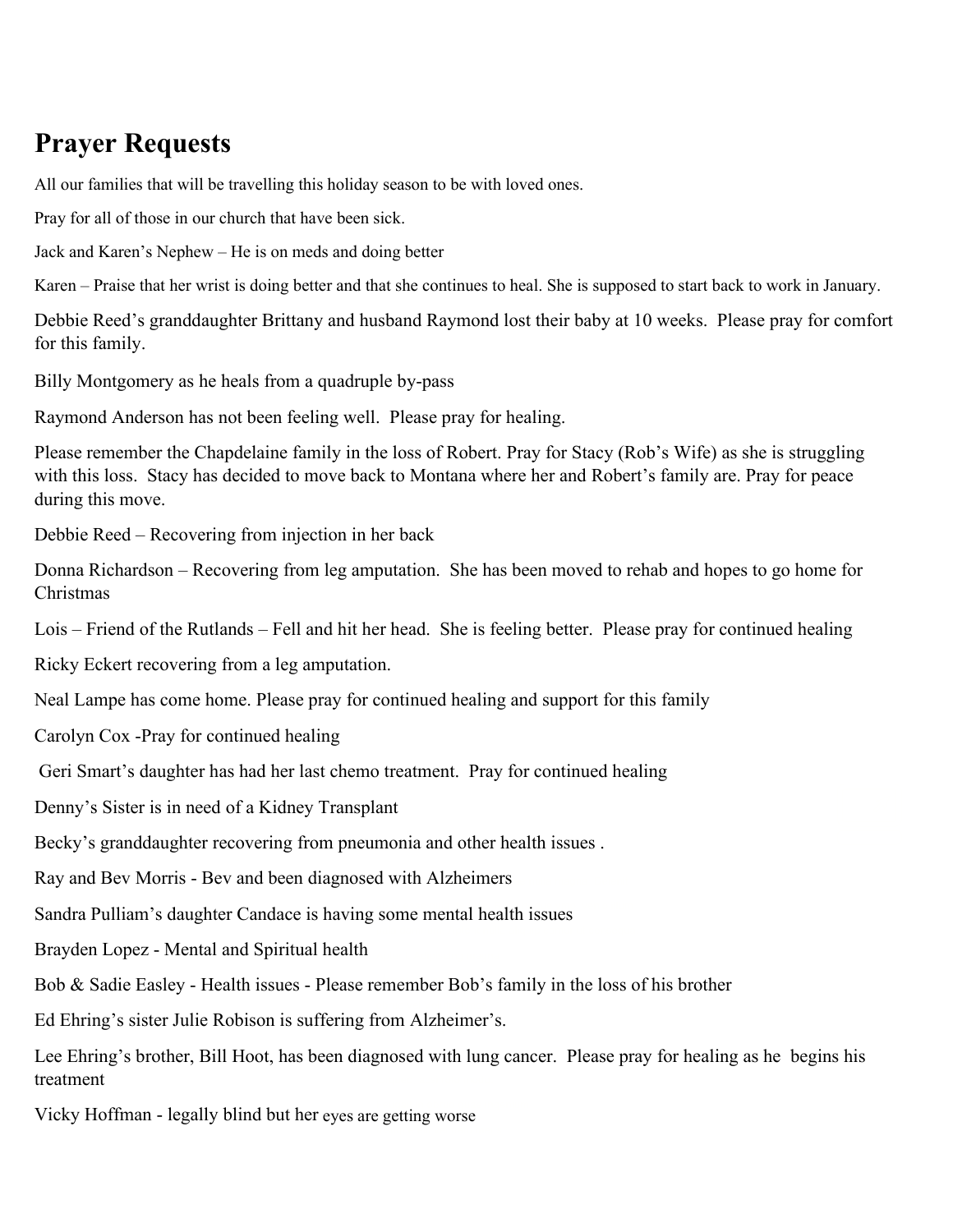## Prayer Requests

All our families that will be travelling this holiday season to be with loved ones.

Pray for all of those in our church that have been sick.

Jack and Karen's Nephew – He is on meds and doing better

Karen – Praise that her wrist is doing better and that she continues to heal. She is supposed to start back to work in January.

Debbie Reed's granddaughter Brittany and husband Raymond lost their baby at 10 weeks. Please pray for comfort for this family.

Billy Montgomery as he heals from a quadruple by-pass

Raymond Anderson has not been feeling well. Please pray for healing.

Please remember the Chapdelaine family in the loss of Robert. Pray for Stacy (Rob's Wife) as she is struggling with this loss. Stacy has decided to move back to Montana where her and Robert's family are. Pray for peace during this move.

Debbie Reed – Recovering from injection in her back

Donna Richardson – Recovering from leg amputation. She has been moved to rehab and hopes to go home for Christmas

Lois – Friend of the Rutlands – Fell and hit her head. She is feeling better. Please pray for continued healing

Ricky Eckert recovering from a leg amputation.

Neal Lampe has come home. Please pray for continued healing and support for this family

Carolyn Cox -Pray for continued healing

Geri Smart's daughter has had her last chemo treatment. Pray for continued healing

Denny's Sister is in need of a Kidney Transplant

Becky's granddaughter recovering from pneumonia and other health issues .

Ray and Bev Morris - Bev and been diagnosed with Alzheimers

Sandra Pulliam's daughter Candace is having some mental health issues

Brayden Lopez - Mental and Spiritual health

Bob & Sadie Easley - Health issues - Please remember Bob's family in the loss of his brother

Ed Ehring's sister Julie Robison is suffering from Alzheimer's.

Lee Ehring's brother, Bill Hoot, has been diagnosed with lung cancer. Please pray for healing as he begins his treatment

Vicky Hoffman - legally blind but her eyes are getting worse